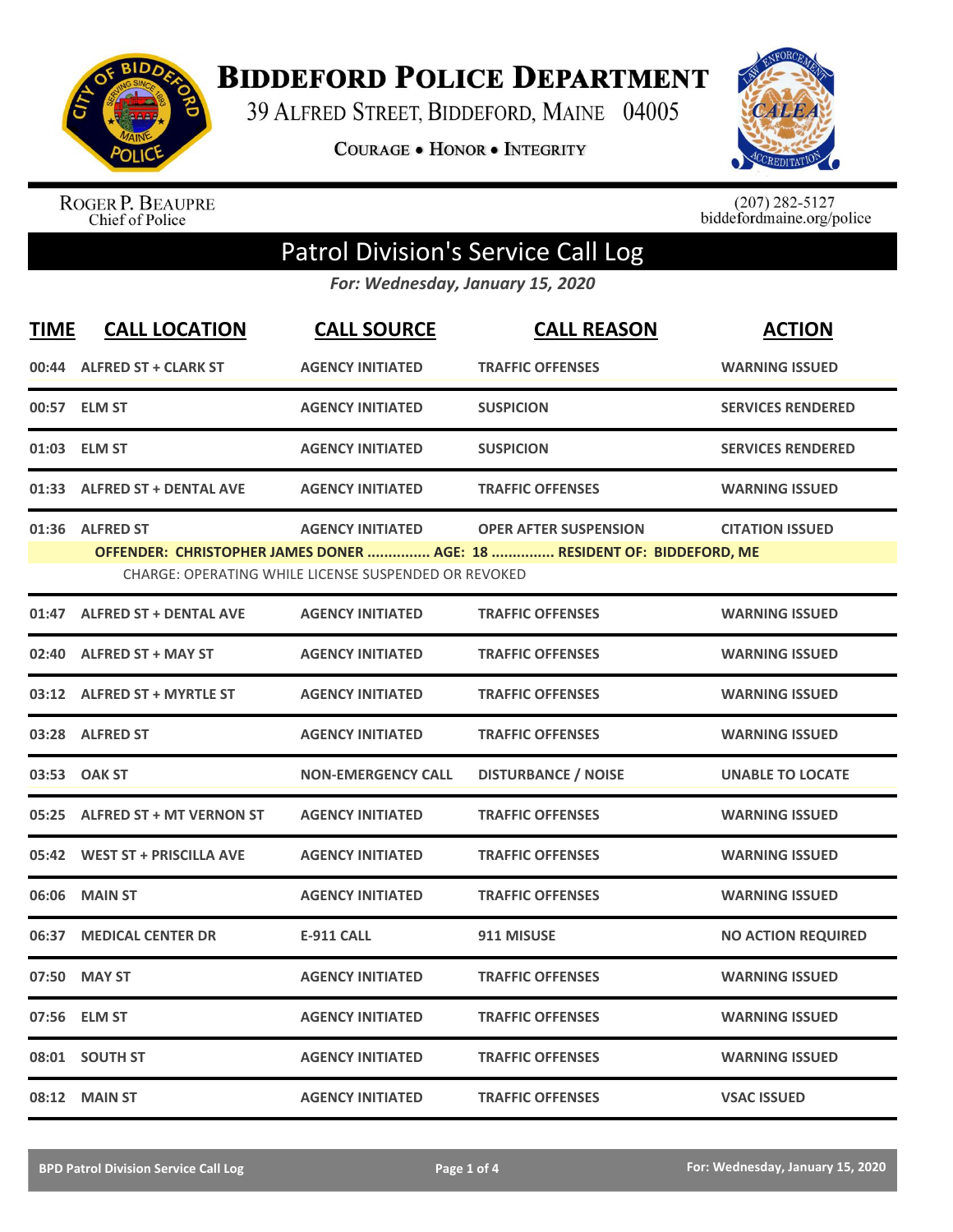# Biddeford Police Department

39 Alfred Street, Biddeford, Maine 04005

Courage • Honor • Integrity

Roger P. Beaupre
Chief of Police

(207) 282-5127
biddefordmaine.org/police

## Patrol Division's Service Call Log

*For: Wednesday, January 15, 2020*

| TIME | CALL LOCATION | CALL SOURCE | CALL REASON | ACTION |
|---|---|---|---|---|
| 00:44 | ALFRED ST + CLARK ST | AGENCY INITIATED | TRAFFIC OFFENSES | WARNING ISSUED |
| 00:57 | ELM ST | AGENCY INITIATED | SUSPICION | SERVICES RENDERED |
| 01:03 | ELM ST | AGENCY INITIATED | SUSPICION | SERVICES RENDERED |
| 01:33 | ALFRED ST + DENTAL AVE | AGENCY INITIATED | TRAFFIC OFFENSES | WARNING ISSUED |
| 01:36 | ALFRED ST | AGENCY INITIATED | OPER AFTER SUSPENSION | CITATION ISSUED |
| | **OFFENDER: CHRISTOPHER JAMES DONER ............... AGE: 18 ............... RESIDENT OF: BIDDEFORD, ME** | | | |
| | CHARGE: OPERATING WHILE LICENSE SUSPENDED OR REVOKED | | | |
| 01:47 | ALFRED ST + DENTAL AVE | AGENCY INITIATED | TRAFFIC OFFENSES | WARNING ISSUED |
| 02:40 | ALFRED ST + MAY ST | AGENCY INITIATED | TRAFFIC OFFENSES | WARNING ISSUED |
| 03:12 | ALFRED ST + MYRTLE ST | AGENCY INITIATED | TRAFFIC OFFENSES | WARNING ISSUED |
| 03:28 | ALFRED ST | AGENCY INITIATED | TRAFFIC OFFENSES | WARNING ISSUED |
| 03:53 | OAK ST | NON-EMERGENCY CALL | DISTURBANCE / NOISE | UNABLE TO LOCATE |
| 05:25 | ALFRED ST + MT VERNON ST | AGENCY INITIATED | TRAFFIC OFFENSES | WARNING ISSUED |
| 05:42 | WEST ST + PRISCILLA AVE | AGENCY INITIATED | TRAFFIC OFFENSES | WARNING ISSUED |
| 06:06 | MAIN ST | AGENCY INITIATED | TRAFFIC OFFENSES | WARNING ISSUED |
| 06:37 | MEDICAL CENTER DR | E-911 CALL | 911 MISUSE | NO ACTION REQUIRED |
| 07:50 | MAY ST | AGENCY INITIATED | TRAFFIC OFFENSES | WARNING ISSUED |
| 07:56 | ELM ST | AGENCY INITIATED | TRAFFIC OFFENSES | WARNING ISSUED |
| 08:01 | SOUTH ST | AGENCY INITIATED | TRAFFIC OFFENSES | WARNING ISSUED |
| 08:12 | MAIN ST | AGENCY INITIATED | TRAFFIC OFFENSES | VSAC ISSUED |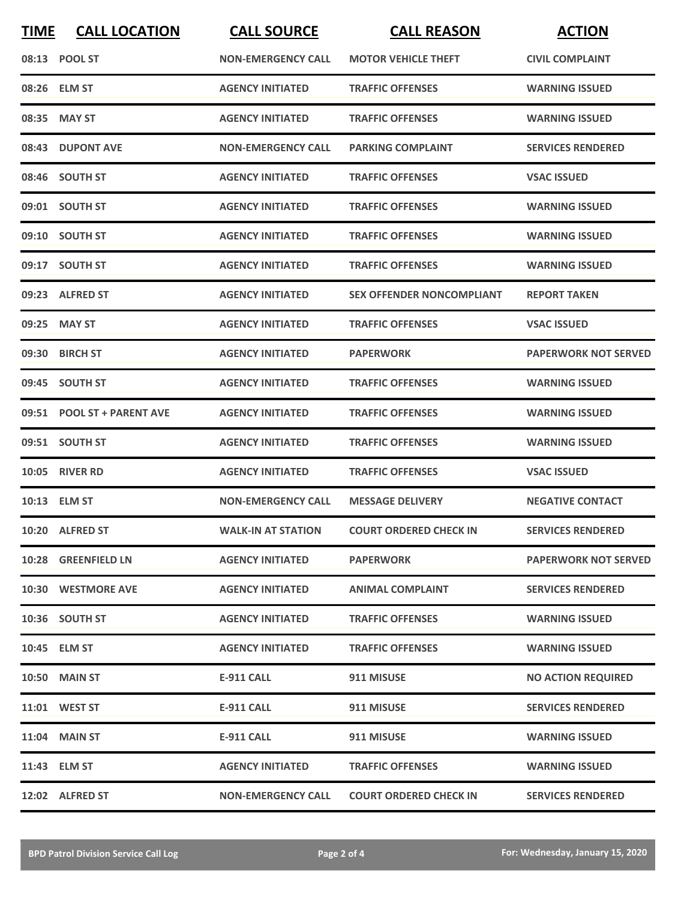| TIME | CALL LOCATION | CALL SOURCE | CALL REASON | ACTION |
|---|---|---|---|---|
| 08:13 | POOL ST | NON-EMERGENCY CALL | MOTOR VEHICLE THEFT | CIVIL COMPLAINT |
| 08:26 | ELM ST | AGENCY INITIATED | TRAFFIC OFFENSES | WARNING ISSUED |
| 08:35 | MAY ST | AGENCY INITIATED | TRAFFIC OFFENSES | WARNING ISSUED |
| 08:43 | DUPONT AVE | NON-EMERGENCY CALL | PARKING COMPLAINT | SERVICES RENDERED |
| 08:46 | SOUTH ST | AGENCY INITIATED | TRAFFIC OFFENSES | VSAC ISSUED |
| 09:01 | SOUTH ST | AGENCY INITIATED | TRAFFIC OFFENSES | WARNING ISSUED |
| 09:10 | SOUTH ST | AGENCY INITIATED | TRAFFIC OFFENSES | WARNING ISSUED |
| 09:17 | SOUTH ST | AGENCY INITIATED | TRAFFIC OFFENSES | WARNING ISSUED |
| 09:23 | ALFRED ST | AGENCY INITIATED | SEX OFFENDER NONCOMPLIANT | REPORT TAKEN |
| 09:25 | MAY ST | AGENCY INITIATED | TRAFFIC OFFENSES | VSAC ISSUED |
| 09:30 | BIRCH ST | AGENCY INITIATED | PAPERWORK | PAPERWORK NOT SERVED |
| 09:45 | SOUTH ST | AGENCY INITIATED | TRAFFIC OFFENSES | WARNING ISSUED |
| 09:51 | POOL ST + PARENT AVE | AGENCY INITIATED | TRAFFIC OFFENSES | WARNING ISSUED |
| 09:51 | SOUTH ST | AGENCY INITIATED | TRAFFIC OFFENSES | WARNING ISSUED |
| 10:05 | RIVER RD | AGENCY INITIATED | TRAFFIC OFFENSES | VSAC ISSUED |
| 10:13 | ELM ST | NON-EMERGENCY CALL | MESSAGE DELIVERY | NEGATIVE CONTACT |
| 10:20 | ALFRED ST | WALK-IN AT STATION | COURT ORDERED CHECK IN | SERVICES RENDERED |
| 10:28 | GREENFIELD LN | AGENCY INITIATED | PAPERWORK | PAPERWORK NOT SERVED |
| 10:30 | WESTMORE AVE | AGENCY INITIATED | ANIMAL COMPLAINT | SERVICES RENDERED |
| 10:36 | SOUTH ST | AGENCY INITIATED | TRAFFIC OFFENSES | WARNING ISSUED |
| 10:45 | ELM ST | AGENCY INITIATED | TRAFFIC OFFENSES | WARNING ISSUED |
| 10:50 | MAIN ST | E-911 CALL | 911 MISUSE | NO ACTION REQUIRED |
| 11:01 | WEST ST | E-911 CALL | 911 MISUSE | SERVICES RENDERED |
| 11:04 | MAIN ST | E-911 CALL | 911 MISUSE | WARNING ISSUED |
| 11:43 | ELM ST | AGENCY INITIATED | TRAFFIC OFFENSES | WARNING ISSUED |
| 12:02 | ALFRED ST | NON-EMERGENCY CALL | COURT ORDERED CHECK IN | SERVICES RENDERED |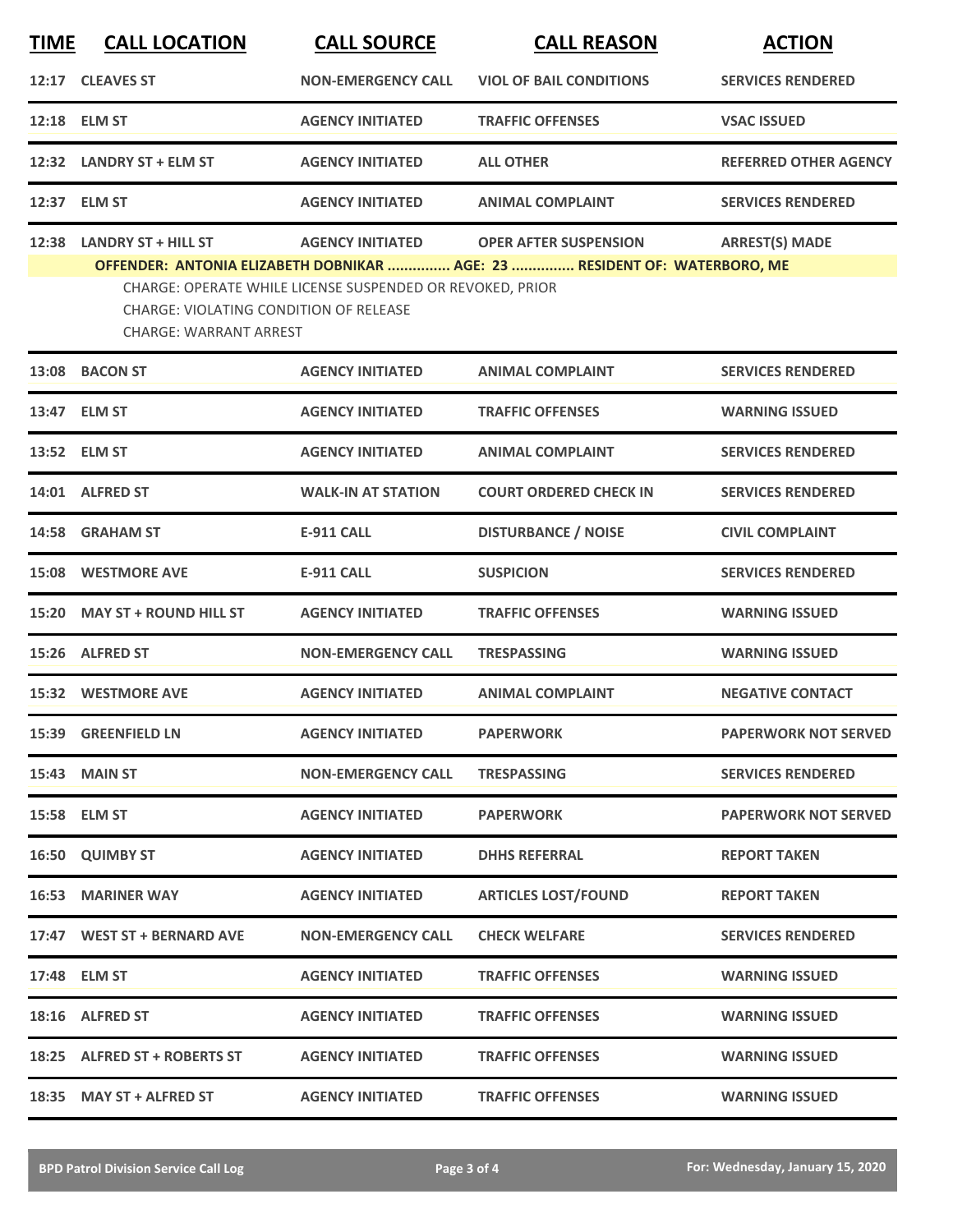| TIME | CALL LOCATION | CALL SOURCE | CALL REASON | ACTION |
|---|---|---|---|---|
| 12:17 | CLEAVES ST | NON-EMERGENCY CALL | VIOL OF BAIL CONDITIONS | SERVICES RENDERED |
| 12:18 | ELM ST | AGENCY INITIATED | TRAFFIC OFFENSES | VSAC ISSUED |
| 12:32 | LANDRY ST + ELM ST | AGENCY INITIATED | ALL OTHER | REFERRED OTHER AGENCY |
| 12:37 | ELM ST | AGENCY INITIATED | ANIMAL COMPLAINT | SERVICES RENDERED |
| 12:38 | LANDRY ST + HILL ST | AGENCY INITIATED | OPER AFTER SUSPENSION | ARREST(S) MADE |

**OFFENDER: ANTONIA ELIZABETH DOBNIKAR ............... AGE: 23 ............... RESIDENT OF: WATERBORO, ME**

CHARGE: OPERATE WHILE LICENSE SUSPENDED OR REVOKED, PRIOR
CHARGE: VIOLATING CONDITION OF RELEASE
CHARGE: WARRANT ARREST

| TIME | CALL LOCATION | CALL SOURCE | CALL REASON | ACTION |
|---|---|---|---|---|
| 13:08 | BACON ST | AGENCY INITIATED | ANIMAL COMPLAINT | SERVICES RENDERED |
| 13:47 | ELM ST | AGENCY INITIATED | TRAFFIC OFFENSES | WARNING ISSUED |
| 13:52 | ELM ST | AGENCY INITIATED | ANIMAL COMPLAINT | SERVICES RENDERED |
| 14:01 | ALFRED ST | WALK-IN AT STATION | COURT ORDERED CHECK IN | SERVICES RENDERED |
| 14:58 | GRAHAM ST | E-911 CALL | DISTURBANCE / NOISE | CIVIL COMPLAINT |
| 15:08 | WESTMORE AVE | E-911 CALL | SUSPICION | SERVICES RENDERED |
| 15:20 | MAY ST + ROUND HILL ST | AGENCY INITIATED | TRAFFIC OFFENSES | WARNING ISSUED |
| 15:26 | ALFRED ST | NON-EMERGENCY CALL | TRESPASSING | WARNING ISSUED |
| 15:32 | WESTMORE AVE | AGENCY INITIATED | ANIMAL COMPLAINT | NEGATIVE CONTACT |
| 15:39 | GREENFIELD LN | AGENCY INITIATED | PAPERWORK | PAPERWORK NOT SERVED |
| 15:43 | MAIN ST | NON-EMERGENCY CALL | TRESPASSING | SERVICES RENDERED |
| 15:58 | ELM ST | AGENCY INITIATED | PAPERWORK | PAPERWORK NOT SERVED |
| 16:50 | QUIMBY ST | AGENCY INITIATED | DHHS REFERRAL | REPORT TAKEN |
| 16:53 | MARINER WAY | AGENCY INITIATED | ARTICLES LOST/FOUND | REPORT TAKEN |
| 17:47 | WEST ST + BERNARD AVE | NON-EMERGENCY CALL | CHECK WELFARE | SERVICES RENDERED |
| 17:48 | ELM ST | AGENCY INITIATED | TRAFFIC OFFENSES | WARNING ISSUED |
| 18:16 | ALFRED ST | AGENCY INITIATED | TRAFFIC OFFENSES | WARNING ISSUED |
| 18:25 | ALFRED ST + ROBERTS ST | AGENCY INITIATED | TRAFFIC OFFENSES | WARNING ISSUED |
| 18:35 | MAY ST + ALFRED ST | AGENCY INITIATED | TRAFFIC OFFENSES | WARNING ISSUED |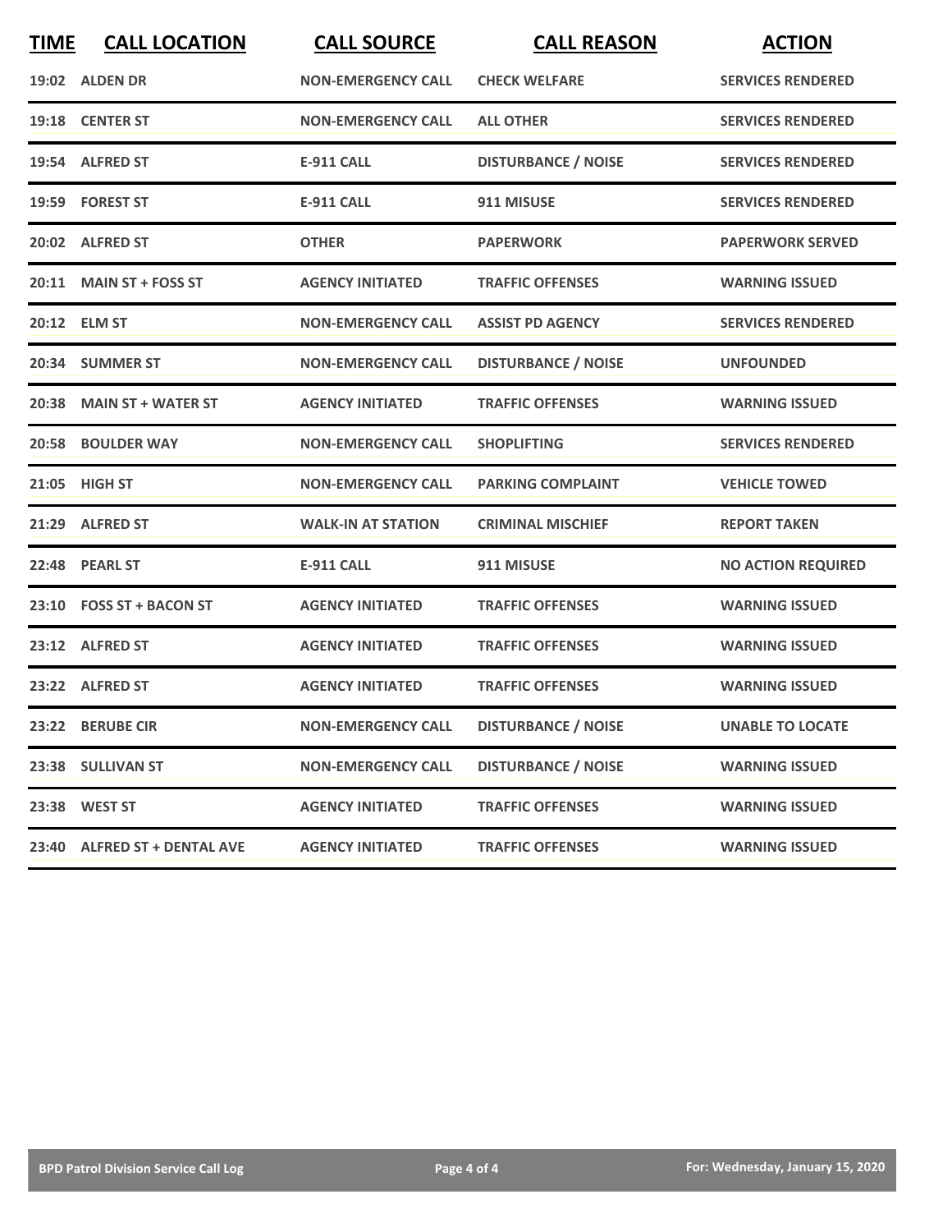| TIME | CALL LOCATION | CALL SOURCE | CALL REASON | ACTION |
|---|---|---|---|---|
| 19:02 | ALDEN DR | NON-EMERGENCY CALL | CHECK WELFARE | SERVICES RENDERED |
| 19:18 | CENTER ST | NON-EMERGENCY CALL | ALL OTHER | SERVICES RENDERED |
| 19:54 | ALFRED ST | E-911 CALL | DISTURBANCE / NOISE | SERVICES RENDERED |
| 19:59 | FOREST ST | E-911 CALL | 911 MISUSE | SERVICES RENDERED |
| 20:02 | ALFRED ST | OTHER | PAPERWORK | PAPERWORK SERVED |
| 20:11 | MAIN ST + FOSS ST | AGENCY INITIATED | TRAFFIC OFFENSES | WARNING ISSUED |
| 20:12 | ELM ST | NON-EMERGENCY CALL | ASSIST PD AGENCY | SERVICES RENDERED |
| 20:34 | SUMMER ST | NON-EMERGENCY CALL | DISTURBANCE / NOISE | UNFOUNDED |
| 20:38 | MAIN ST + WATER ST | AGENCY INITIATED | TRAFFIC OFFENSES | WARNING ISSUED |
| 20:58 | BOULDER WAY | NON-EMERGENCY CALL | SHOPLIFTING | SERVICES RENDERED |
| 21:05 | HIGH ST | NON-EMERGENCY CALL | PARKING COMPLAINT | VEHICLE TOWED |
| 21:29 | ALFRED ST | WALK-IN AT STATION | CRIMINAL MISCHIEF | REPORT TAKEN |
| 22:48 | PEARL ST | E-911 CALL | 911 MISUSE | NO ACTION REQUIRED |
| 23:10 | FOSS ST + BACON ST | AGENCY INITIATED | TRAFFIC OFFENSES | WARNING ISSUED |
| 23:12 | ALFRED ST | AGENCY INITIATED | TRAFFIC OFFENSES | WARNING ISSUED |
| 23:22 | ALFRED ST | AGENCY INITIATED | TRAFFIC OFFENSES | WARNING ISSUED |
| 23:22 | BERUBE CIR | NON-EMERGENCY CALL | DISTURBANCE / NOISE | UNABLE TO LOCATE |
| 23:38 | SULLIVAN ST | NON-EMERGENCY CALL | DISTURBANCE / NOISE | WARNING ISSUED |
| 23:38 | WEST ST | AGENCY INITIATED | TRAFFIC OFFENSES | WARNING ISSUED |
| 23:40 | ALFRED ST + DENTAL AVE | AGENCY INITIATED | TRAFFIC OFFENSES | WARNING ISSUED |